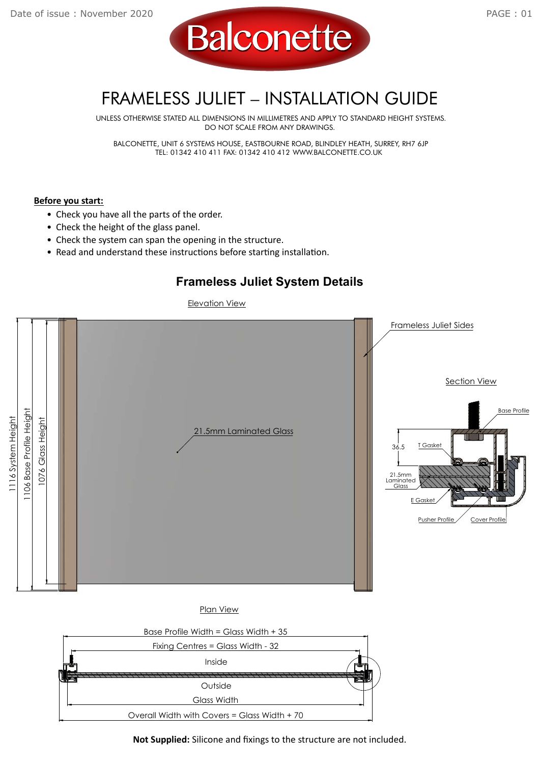Date of issue : November 2020

Balconette

# FRAMELESS JULIET – INSTALLATION GUIDE

UNLESS OTHERWISE STATED ALL DIMENSIONS IN MILLIMETRES AND APPLY TO STANDARD HEIGHT SYSTEMS.
DO NOT SCALE FROM ANY DRAWINGS.

BALCONETTE, UNIT 6 SYSTEMS HOUSE, EASTBOURNE ROAD, BLINDLEY HEATH, SURREY, RH7 6JP
TEL: 01342 410 411 FAX: 01342 410 412 WWW.BALCONETTE.CO.UK

**Before you start:**

- Check you have all the parts of the order.
- Check the height of the glass panel.
- Check the system can span the opening in the structure.
- Read and understand these instructions before starting installation.

## Frameless Juliet System Details

Elevation View

1116 System Height
1106 Base Profile Height
1076 Glass Height
21.5mm Laminated Glass
Frameless Juliet Sides

Section View

Base Profile
36.5
T Gasket
21.5mm Laminated Glass
E Gasket
Pusher Profile
Cover Profile

Plan View

Base Profile Width = Glass Width + 35
Fixing Centres = Glass Width - 32
Inside
Outside
Glass Width
Overall Width with Covers = Glass Width + 70

**Not Supplied:** Silicone and fixings to the structure are not included.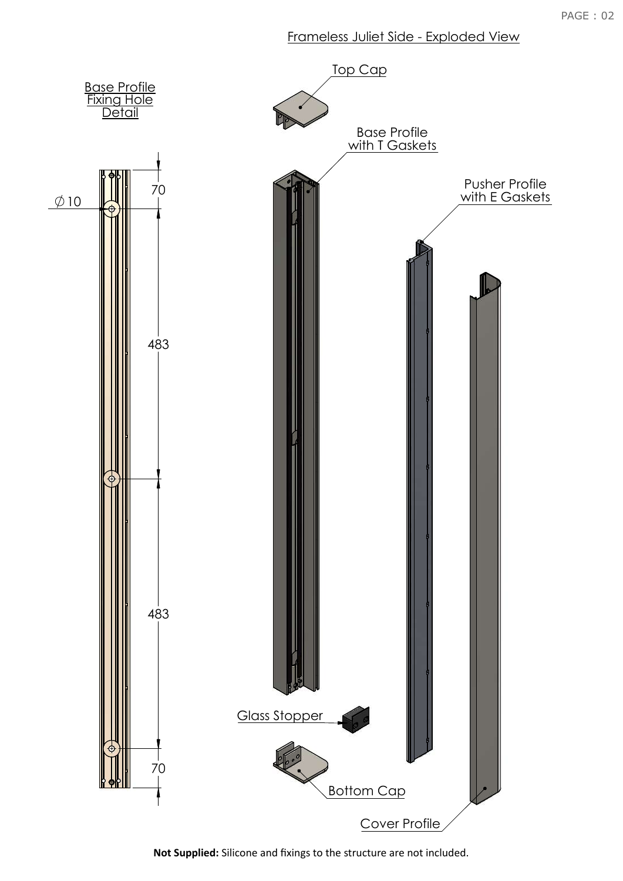## Frameless Juliet Side - Exploded View

Base Profile Fixing Hole Detail

⌀10

70

483

483

70

Top Cap

Base Profile with T Gaskets

Pusher Profile with E Gaskets

Glass Stopper

Bottom Cap

Cover Profile

**Not Supplied:** Silicone and fixings to the structure are not included.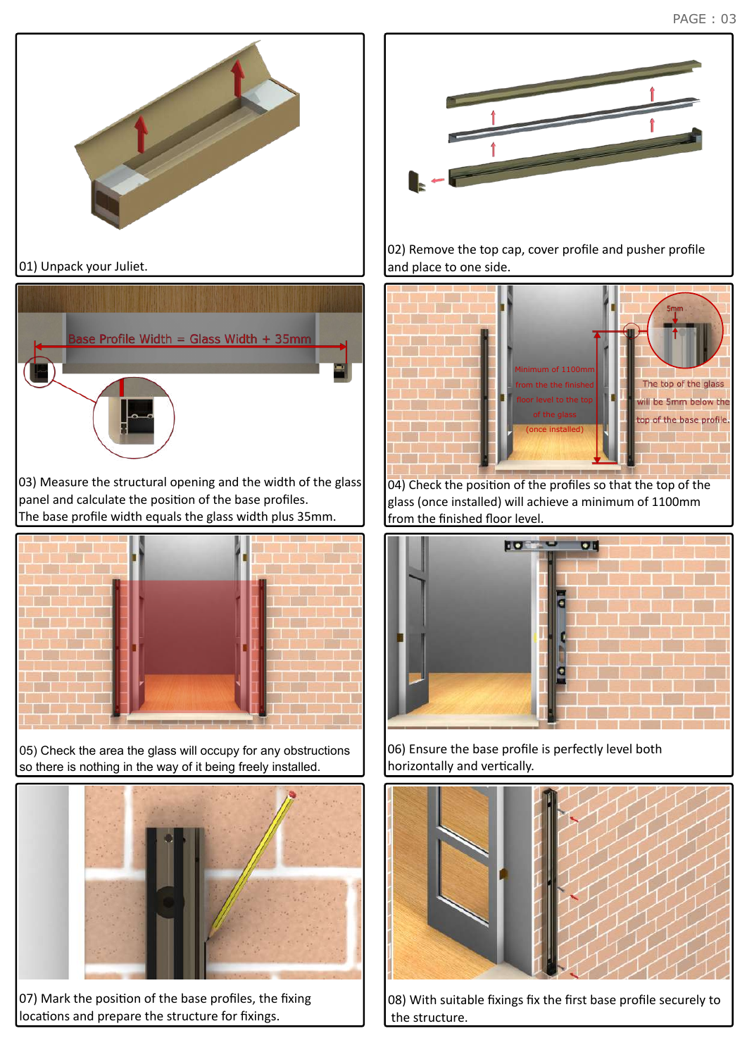01) Unpack your Juliet.

02) Remove the top cap, cover profile and pusher profile and place to one side.

Base Profile Width = Glass Width + 35mm

03) Measure the structural opening and the width of the glass panel and calculate the position of the base profiles.
The base profile width equals the glass width plus 35mm.

Minimum of 1100mm from the the finished floor level to the top of the glass (once installed)

5mm

The top of the glass will be 5mm below the top of the base profile.

04) Check the position of the profiles so that the top of the glass (once installed) will achieve a minimum of 1100mm from the finished floor level.

05) Check the area the glass will occupy for any obstructions so there is nothing in the way of it being freely installed.

06) Ensure the base profile is perfectly level both horizontally and vertically.

07) Mark the position of the base profiles, the fixing locations and prepare the structure for fixings.

08) With suitable fixings fix the first base profile securely to the structure.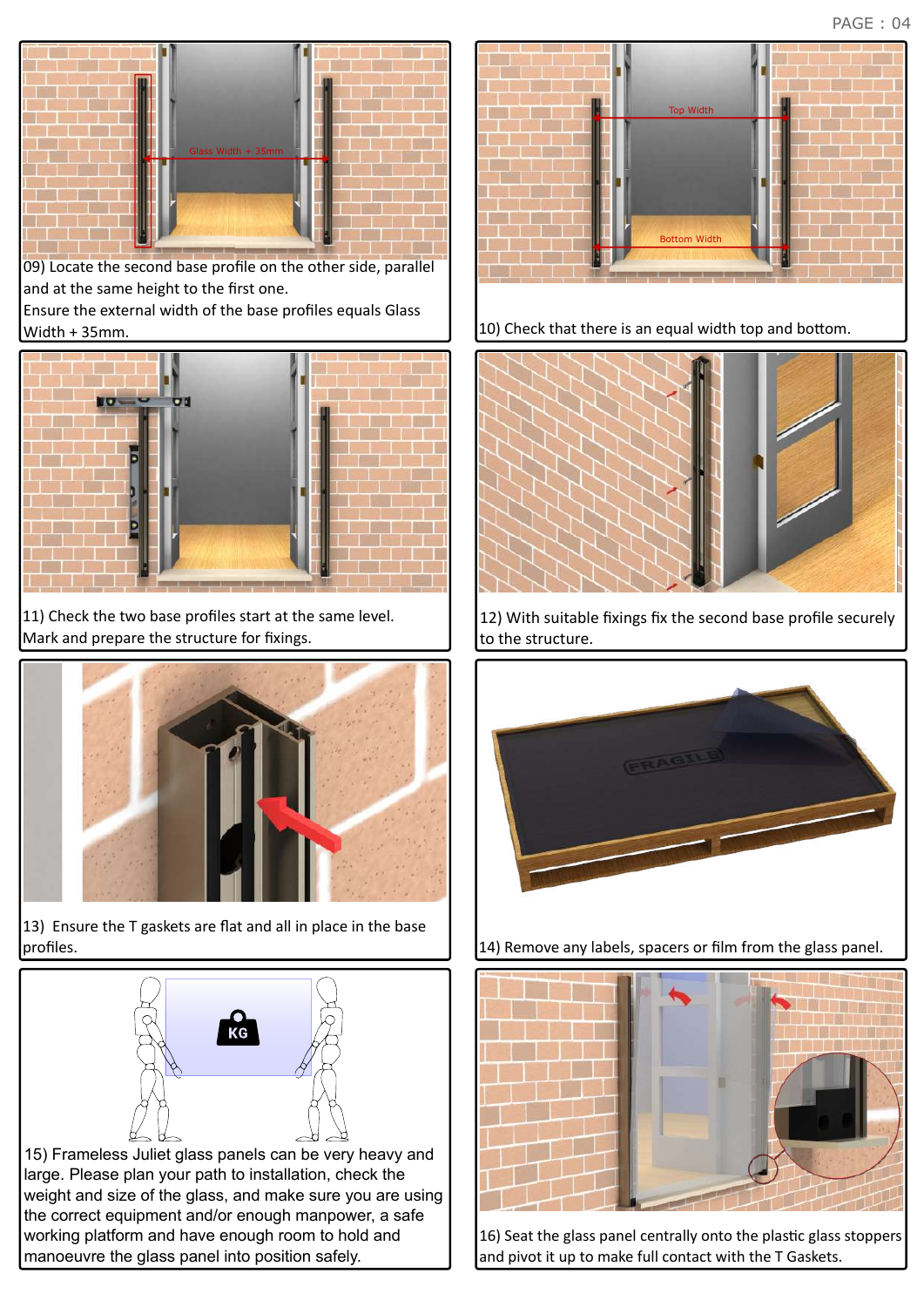Glass Width + 35mm

09) Locate the second base profile on the other side, parallel and at the same height to the first one.
Ensure the external width of the base profiles equals Glass Width + 35mm.

Top Width

Bottom Width

10) Check that there is an equal width top and bottom.

11) Check the two base profiles start at the same level.
Mark and prepare the structure for fixings.

12) With suitable fixings fix the second base profile securely to the structure.

13) Ensure the T gaskets are flat and all in place in the base profiles.

FRAGILE

14) Remove any labels, spacers or film from the glass panel.

KG

15) Frameless Juliet glass panels can be very heavy and large. Please plan your path to installation, check the weight and size of the glass, and make sure you are using the correct equipment and/or enough manpower, a safe working platform and have enough room to hold and manoeuvre the glass panel into position safely.

16) Seat the glass panel centrally onto the plastic glass stoppers and pivot it up to make full contact with the T Gaskets.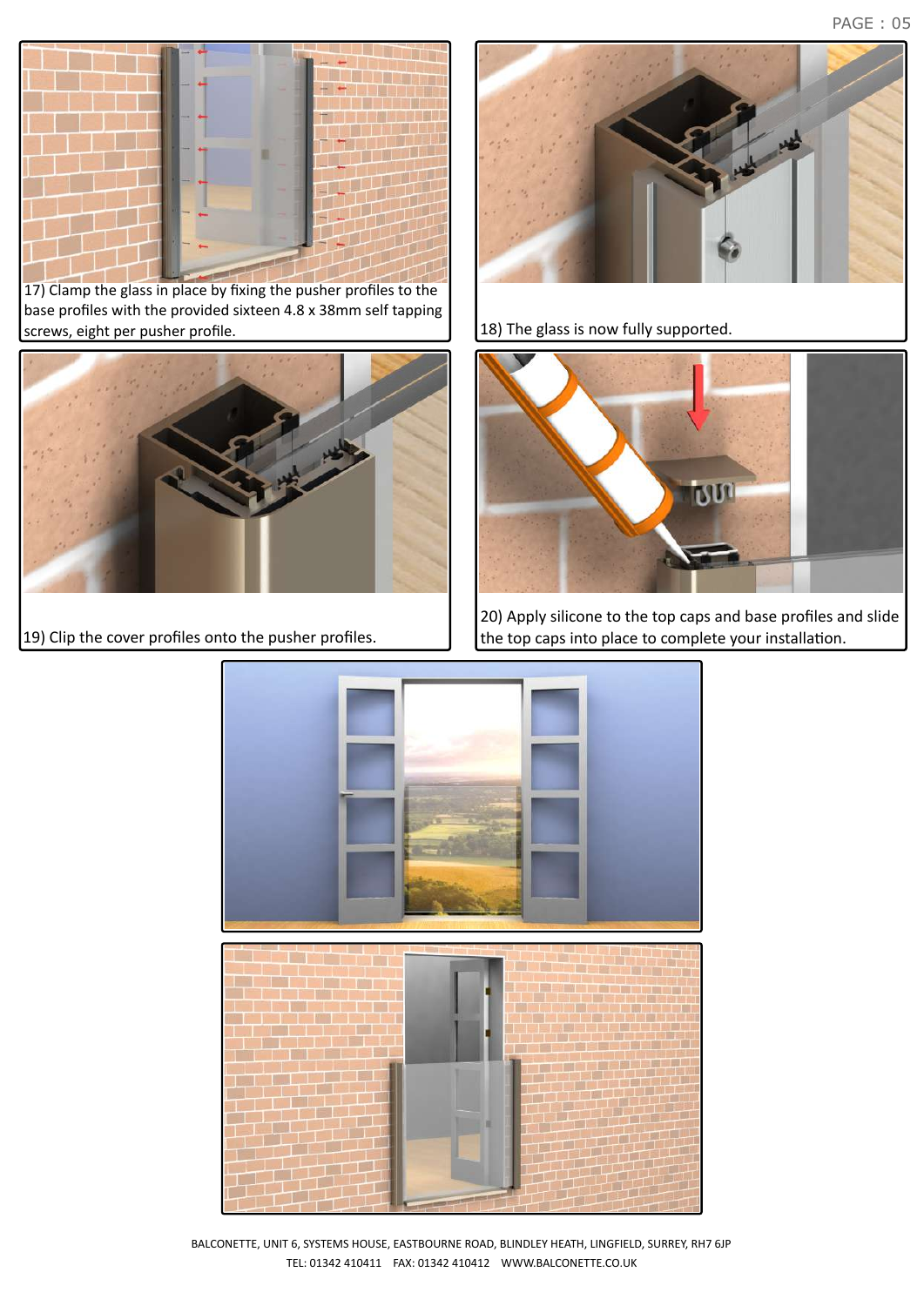17) Clamp the glass in place by fixing the pusher profiles to the base profiles with the provided sixteen 4.8 x 38mm self tapping screws, eight per pusher profile.

18) The glass is now fully supported.

19) Clip the cover profiles onto the pusher profiles.

20) Apply silicone to the top caps and base profiles and slide the top caps into place to complete your installation.

BALCONETTE, UNIT 6, SYSTEMS HOUSE, EASTBOURNE ROAD, BLINDLEY HEATH, LINGFIELD, SURREY, RH7 6JP
TEL: 01342 410411 FAX: 01342 410412 WWW.BALCONETTE.CO.UK